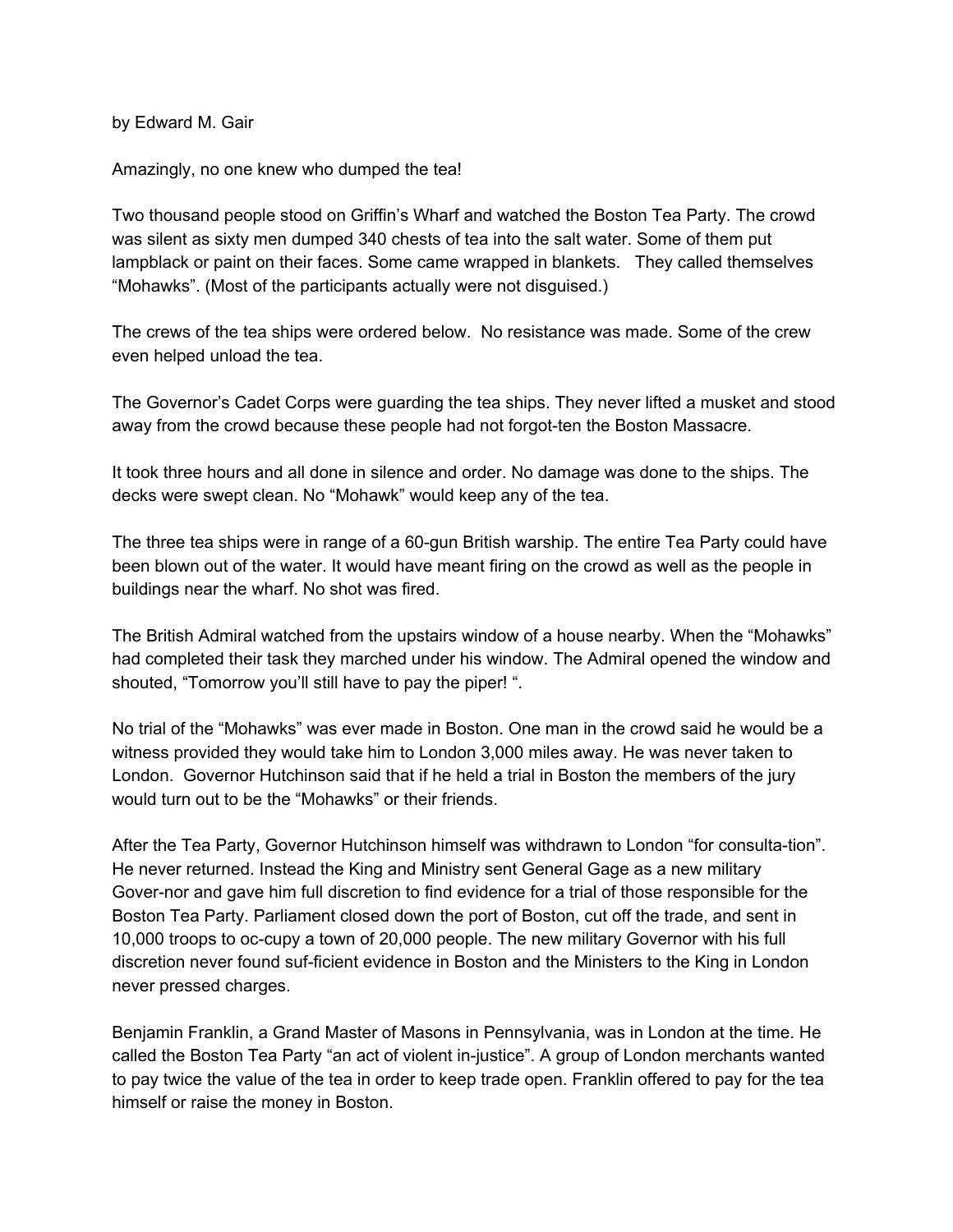by Edward M. Gair

Amazingly, no one knew who dumped the tea!

Two thousand people stood on Griffin's Wharf and watched the Boston Tea Party. The crowd was silent as sixty men dumped 340 chests of tea into the salt water. Some of them put lampblack or paint on their faces. Some came wrapped in blankets. They called themselves "Mohawks". (Most of the participants actually were not disguised.)

The crews of the tea ships were ordered below. No resistance was made. Some of the crew even helped unload the tea.

The Governor's Cadet Corps were guarding the tea ships. They never lifted a musket and stood away from the crowd because these people had not forgot-ten the Boston Massacre.

It took three hours and all done in silence and order. No damage was done to the ships. The decks were swept clean. No "Mohawk" would keep any of the tea.

The three tea ships were in range of a 60-gun British warship. The entire Tea Party could have been blown out of the water. It would have meant firing on the crowd as well as the people in buildings near the wharf. No shot was fired.

The British Admiral watched from the upstairs window of a house nearby. When the "Mohawks" had completed their task they marched under his window. The Admiral opened the window and shouted, "Tomorrow you'll still have to pay the piper! ".

No trial of the "Mohawks" was ever made in Boston. One man in the crowd said he would be a witness provided they would take him to London 3,000 miles away. He was never taken to London. Governor Hutchinson said that if he held a trial in Boston the members of the jury would turn out to be the "Mohawks" or their friends.

After the Tea Party, Governor Hutchinson himself was withdrawn to London "for consulta-tion". He never returned. Instead the King and Ministry sent General Gage as a new military Gover-nor and gave him full discretion to find evidence for a trial of those responsible for the Boston Tea Party. Parliament closed down the port of Boston, cut off the trade, and sent in 10,000 troops to oc-cupy a town of 20,000 people. The new military Governor with his full discretion never found suf-ficient evidence in Boston and the Ministers to the King in London never pressed charges.

Benjamin Franklin, a Grand Master of Masons in Pennsylvania, was in London at the time. He called the Boston Tea Party "an act of violent in-justice". A group of London merchants wanted to pay twice the value of the tea in order to keep trade open. Franklin offered to pay for the tea himself or raise the money in Boston.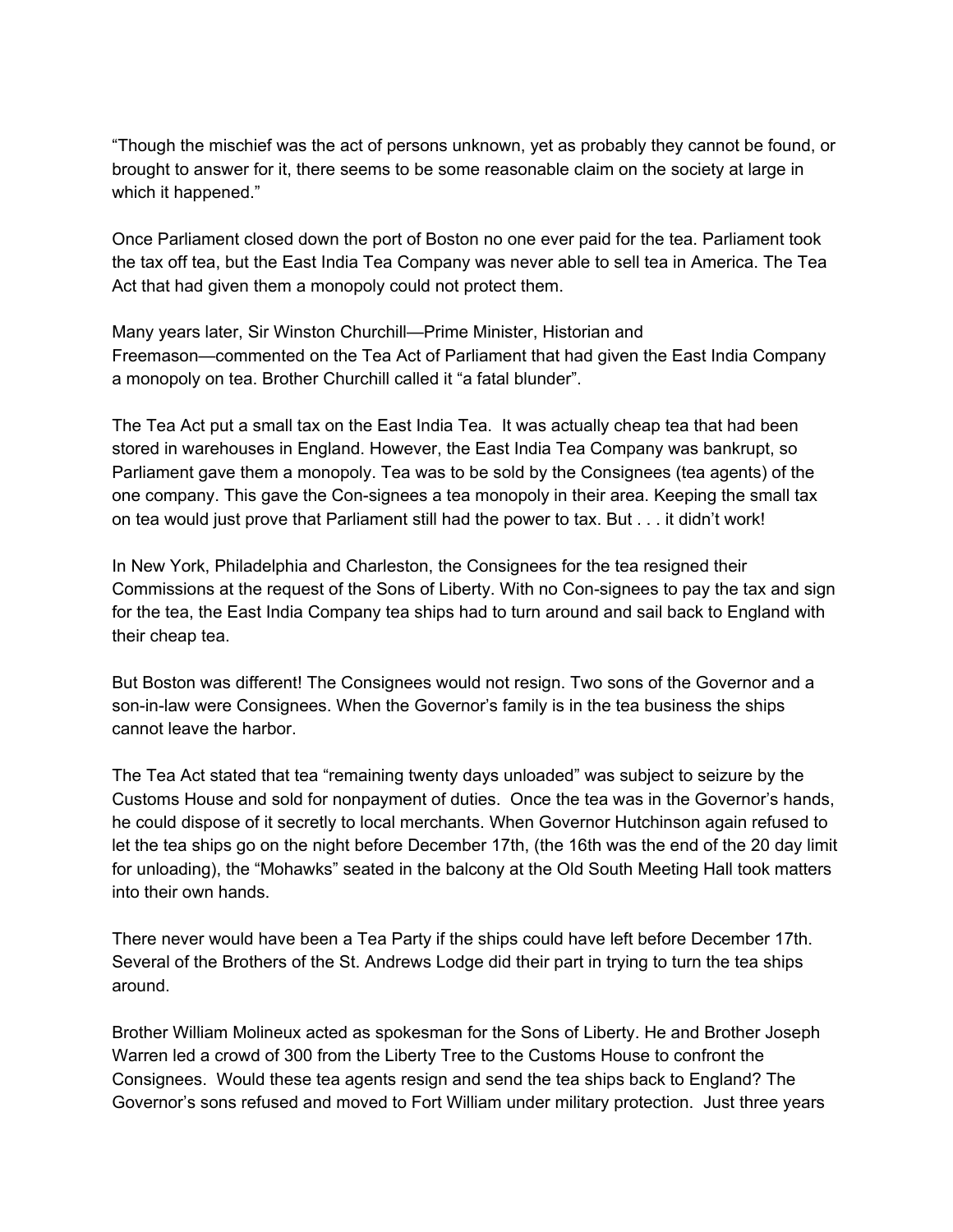“Though the mischief was the act of persons unknown, yet as probably they cannot be found, or brought to answer for it, there seems to be some reasonable claim on the society at large in which it happened.”

Once Parliament closed down the port of Boston no one ever paid for the tea. Parliament took the tax off tea, but the East India Tea Company was never able to sell tea in America. The Tea Act that had given them a monopoly could not protect them.

Many years later, Sir Winston Churchill—Prime Minister, Historian and Freemason—commented on the Tea Act of Parliament that had given the East India Company a monopoly on tea. Brother Churchill called it “a fatal blunder”.

The Tea Act put a small tax on the East India Tea. It was actually cheap tea that had been stored in warehouses in England. However, the East India Tea Company was bankrupt, so Parliament gave them a monopoly. Tea was to be sold by the Consignees (tea agents) of the one company. This gave the Con-signees a tea monopoly in their area. Keeping the small tax on tea would just prove that Parliament still had the power to tax. But . . . it didn’t work!

In New York, Philadelphia and Charleston, the Consignees for the tea resigned their Commissions at the request of the Sons of Liberty. With no Con-signees to pay the tax and sign for the tea, the East India Company tea ships had to turn around and sail back to England with their cheap tea.

But Boston was different! The Consignees would not resign. Two sons of the Governor and a son-in-law were Consignees. When the Governor’s family is in the tea business the ships cannot leave the harbor.

The Tea Act stated that tea “remaining twenty days unloaded” was subject to seizure by the Customs House and sold for nonpayment of duties. Once the tea was in the Governor’s hands, he could dispose of it secretly to local merchants. When Governor Hutchinson again refused to let the tea ships go on the night before December 17th, (the 16th was the end of the 20 day limit for unloading), the “Mohawks” seated in the balcony at the Old South Meeting Hall took matters into their own hands.

There never would have been a Tea Party if the ships could have left before December 17th. Several of the Brothers of the St. Andrews Lodge did their part in trying to turn the tea ships around.

Brother William Molineux acted as spokesman for the Sons of Liberty. He and Brother Joseph Warren led a crowd of 300 from the Liberty Tree to the Customs House to confront the Consignees. Would these tea agents resign and send the tea ships back to England? The Governor’s sons refused and moved to Fort William under military protection. Just three years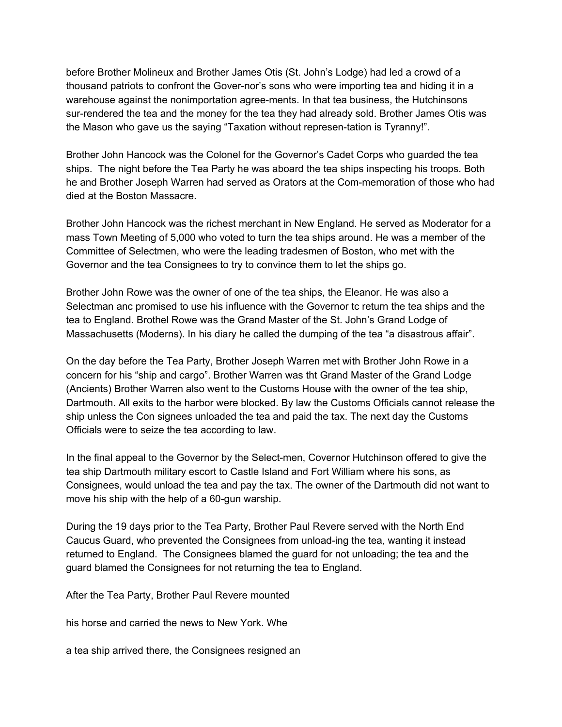before Brother Molineux and Brother James Otis (St. John's Lodge) had led a crowd of a thousand patriots to confront the Gover-nor's sons who were importing tea and hiding it in a warehouse against the nonimportation agree-ments. In that tea business, the Hutchinsons sur-rendered the tea and the money for the tea they had already sold. Brother James Otis was the Mason who gave us the saying "Taxation without represen-tation is Tyranny!".

Brother John Hancock was the Colonel for the Governor's Cadet Corps who guarded the tea ships. The night before the Tea Party he was aboard the tea ships inspecting his troops. Both he and Brother Joseph Warren had served as Orators at the Com-memoration of those who had died at the Boston Massacre.

Brother John Hancock was the richest merchant in New England. He served as Moderator for a mass Town Meeting of 5,000 who voted to turn the tea ships around. He was a member of the Committee of Selectmen, who were the leading tradesmen of Boston, who met with the Governor and the tea Consignees to try to convince them to let the ships go.

Brother John Rowe was the owner of one of the tea ships, the Eleanor. He was also a Selectman anc promised to use his influence with the Governor tc return the tea ships and the tea to England. Brothel Rowe was the Grand Master of the St. John's Grand Lodge of Massachusetts (Moderns). In his diary he called the dumping of the tea "a disastrous affair".

On the day before the Tea Party, Brother Joseph Warren met with Brother John Rowe in a concern for his "ship and cargo". Brother Warren was tht Grand Master of the Grand Lodge (Ancients) Brother Warren also went to the Customs House with the owner of the tea ship, Dartmouth. All exits to the harbor were blocked. By law the Customs Officials cannot release the ship unless the Con signees unloaded the tea and paid the tax. The next day the Customs Officials were to seize the tea according to law.

In the final appeal to the Governor by the Select-men, Covernor Hutchinson offered to give the tea ship Dartmouth military escort to Castle Island and Fort William where his sons, as Consignees, would unload the tea and pay the tax. The owner of the Dartmouth did not want to move his ship with the help of a 60-gun warship.

During the 19 days prior to the Tea Party, Brother Paul Revere served with the North End Caucus Guard, who prevented the Consignees from unload-ing the tea, wanting it instead returned to England. The Consignees blamed the guard for not unloading; the tea and the guard blamed the Consignees for not returning the tea to England.

After the Tea Party, Brother Paul Revere mounted

his horse and carried the news to New York. Whe

a tea ship arrived there, the Consignees resigned an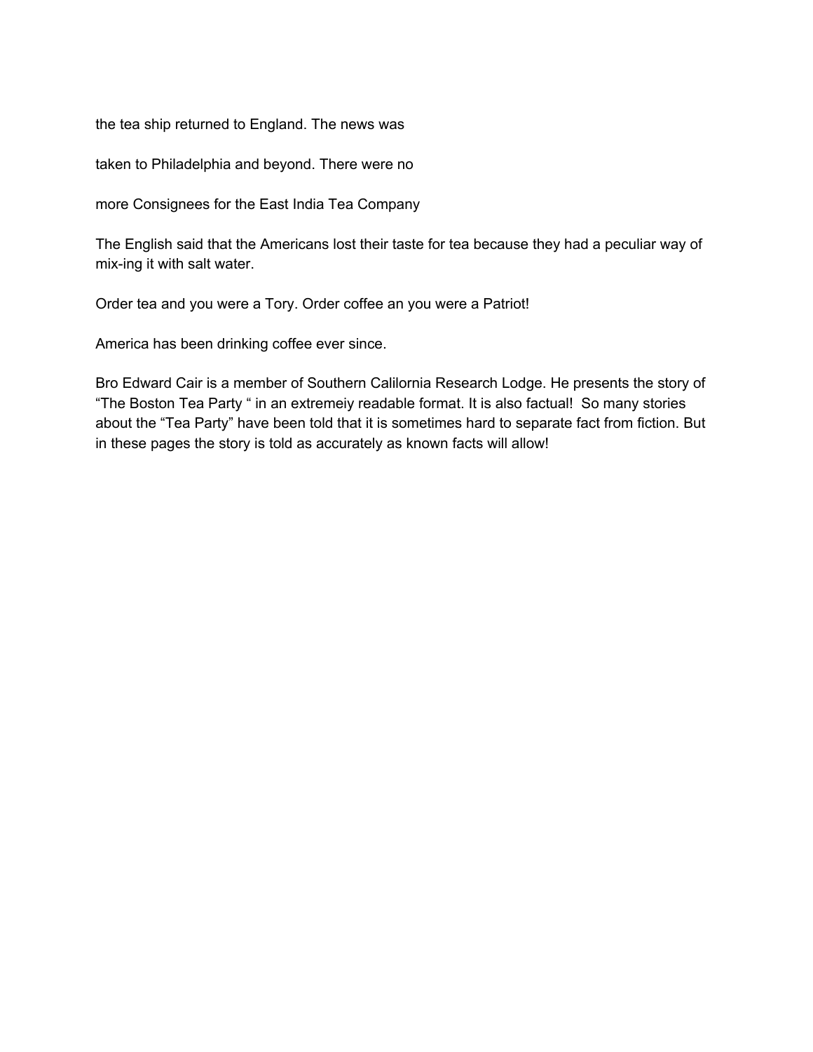the tea ship returned to England. The news was

taken to Philadelphia and beyond. There were no

more Consignees for the East India Tea Company

The English said that the Americans lost their taste for tea because they had a peculiar way of mix-ing it with salt water.

Order tea and you were a Tory. Order coffee an you were a Patriot!

America has been drinking coffee ever since.

Bro Edward Cair is a member of Southern Calilornia Research Lodge. He presents the story of "The Boston Tea Party " in an extremeiy readable format. It is also factual!  So many stories about the "Tea Party" have been told that it is sometimes hard to separate fact from fiction. But in these pages the story is told as accurately as known facts will allow!